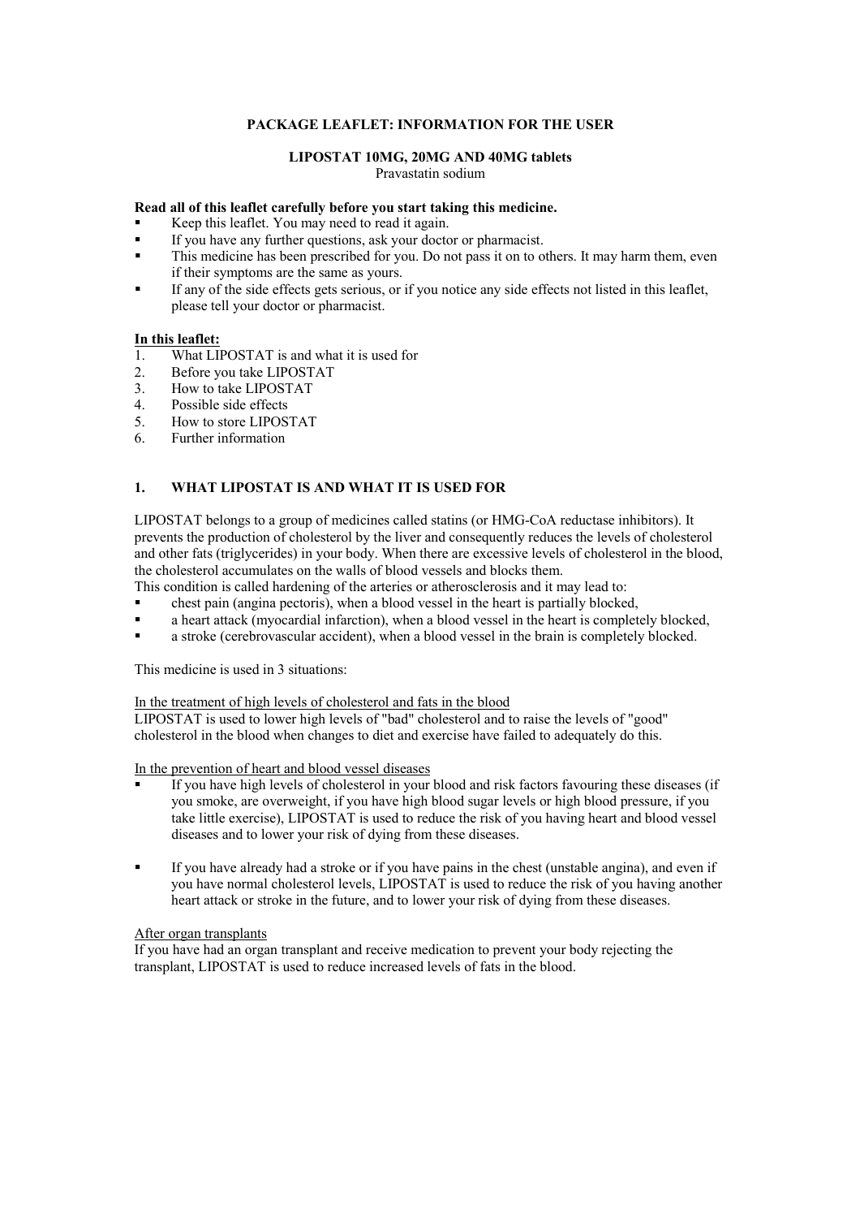# PACKAGE LEAFLET: INFORMATION FOR THE USER

## LIPOSTAT 10MG, 20MG AND 40MG tablets

Pravastatin sodium

**Read all of this leaflet carefully before you start taking this medicine.**

- Keep this leaflet. You may need to read it again.
- If you have any further questions, ask your doctor or pharmacist.
- This medicine has been prescribed for you. Do not pass it on to others. It may harm them, even if their symptoms are the same as yours.
- If any of the side effects gets serious, or if you notice any side effects not listed in this leaflet, please tell your doctor or pharmacist.

**In this leaflet:**

1. What LIPOSTAT is and what it is used for
2. Before you take LIPOSTAT
3. How to take LIPOSTAT
4. Possible side effects
5. How to store LIPOSTAT
6. Further information

## 1. WHAT LIPOSTAT IS AND WHAT IT IS USED FOR

LIPOSTAT belongs to a group of medicines called statins (or HMG-CoA reductase inhibitors). It prevents the production of cholesterol by the liver and consequently reduces the levels of cholesterol and other fats (triglycerides) in your body. When there are excessive levels of cholesterol in the blood, the cholesterol accumulates on the walls of blood vessels and blocks them.
This condition is called hardening of the arteries or atherosclerosis and it may lead to:

- chest pain (angina pectoris), when a blood vessel in the heart is partially blocked,
- a heart attack (myocardial infarction), when a blood vessel in the heart is completely blocked,
- a stroke (cerebrovascular accident), when a blood vessel in the brain is completely blocked.

This medicine is used in 3 situations:

In the treatment of high levels of cholesterol and fats in the blood

LIPOSTAT is used to lower high levels of "bad" cholesterol and to raise the levels of "good" cholesterol in the blood when changes to diet and exercise have failed to adequately do this.

In the prevention of heart and blood vessel diseases

- If you have high levels of cholesterol in your blood and risk factors favouring these diseases (if you smoke, are overweight, if you have high blood sugar levels or high blood pressure, if you take little exercise), LIPOSTAT is used to reduce the risk of you having heart and blood vessel diseases and to lower your risk of dying from these diseases.
- If you have already had a stroke or if you have pains in the chest (unstable angina), and even if you have normal cholesterol levels, LIPOSTAT is used to reduce the risk of you having another heart attack or stroke in the future, and to lower your risk of dying from these diseases.

After organ transplants

If you have had an organ transplant and receive medication to prevent your body rejecting the transplant, LIPOSTAT is used to reduce increased levels of fats in the blood.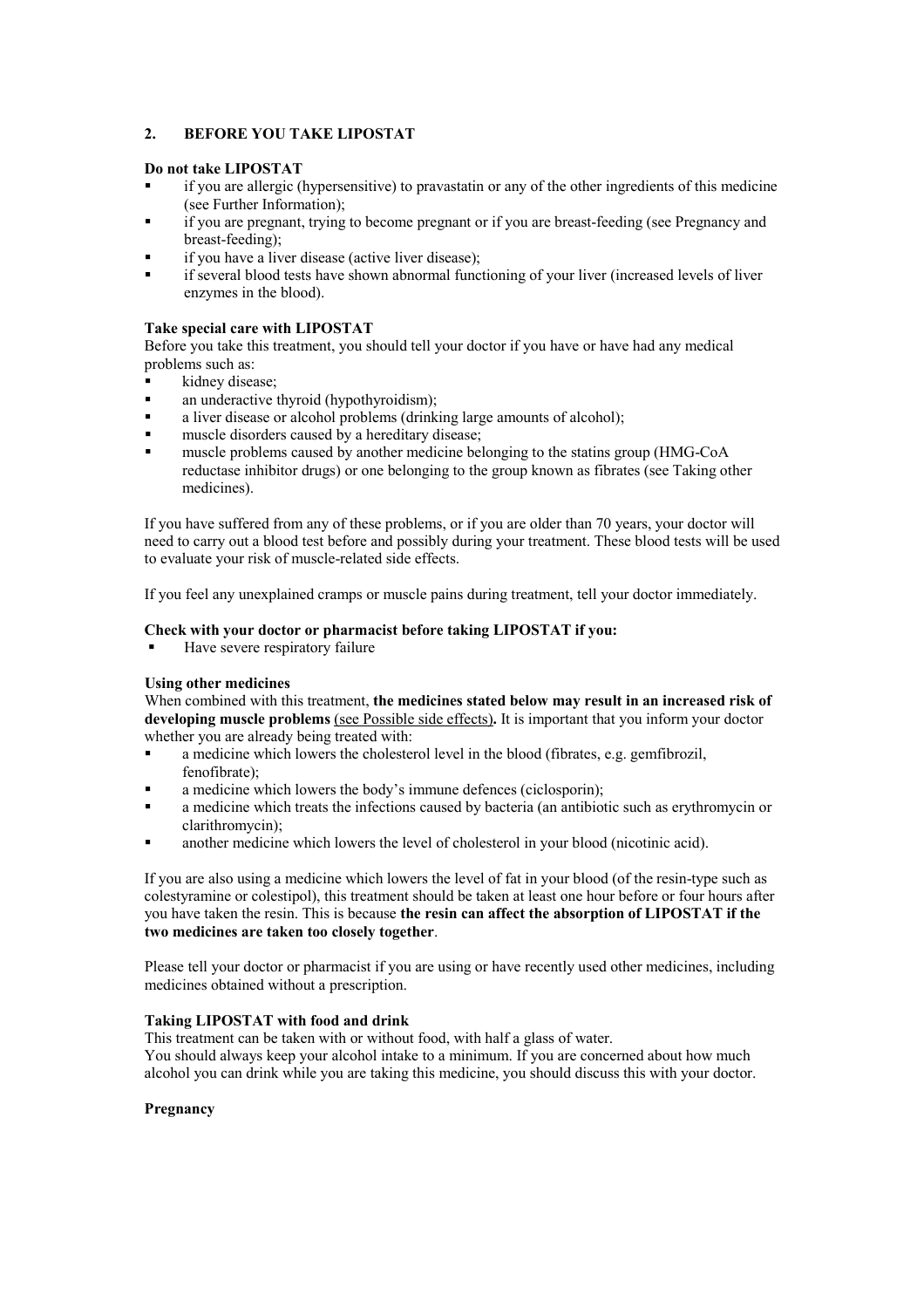## 2. BEFORE YOU TAKE LIPOSTAT

**Do not take LIPOSTAT**

- if you are allergic (hypersensitive) to pravastatin or any of the other ingredients of this medicine (see Further Information);
- if you are pregnant, trying to become pregnant or if you are breast-feeding (see Pregnancy and breast-feeding);
- if you have a liver disease (active liver disease);
- if several blood tests have shown abnormal functioning of your liver (increased levels of liver enzymes in the blood).

**Take special care with LIPOSTAT**

Before you take this treatment, you should tell your doctor if you have or have had any medical problems such as:

- kidney disease;
- an underactive thyroid (hypothyroidism);
- a liver disease or alcohol problems (drinking large amounts of alcohol);
- muscle disorders caused by a hereditary disease;
- muscle problems caused by another medicine belonging to the statins group (HMG-CoA reductase inhibitor drugs) or one belonging to the group known as fibrates (see Taking other medicines).

If you have suffered from any of these problems, or if you are older than 70 years, your doctor will need to carry out a blood test before and possibly during your treatment. These blood tests will be used to evaluate your risk of muscle-related side effects.

If you feel any unexplained cramps or muscle pains during treatment, tell your doctor immediately.

**Check with your doctor or pharmacist before taking LIPOSTAT if you:**

- Have severe respiratory failure

**Using other medicines**

When combined with this treatment, **the medicines stated below may result in an increased risk of developing muscle problems** (see Possible side effects)**.** It is important that you inform your doctor whether you are already being treated with:

- a medicine which lowers the cholesterol level in the blood (fibrates, e.g. gemfibrozil, fenofibrate);
- a medicine which lowers the body's immune defences (ciclosporin);
- a medicine which treats the infections caused by bacteria (an antibiotic such as erythromycin or clarithromycin);
- another medicine which lowers the level of cholesterol in your blood (nicotinic acid).

If you are also using a medicine which lowers the level of fat in your blood (of the resin-type such as colestyramine or colestipol), this treatment should be taken at least one hour before or four hours after you have taken the resin. This is because **the resin can affect the absorption of LIPOSTAT if the two medicines are taken too closely together**.

Please tell your doctor or pharmacist if you are using or have recently used other medicines, including medicines obtained without a prescription.

**Taking LIPOSTAT with food and drink**

This treatment can be taken with or without food, with half a glass of water.
You should always keep your alcohol intake to a minimum. If you are concerned about how much alcohol you can drink while you are taking this medicine, you should discuss this with your doctor.

**Pregnancy**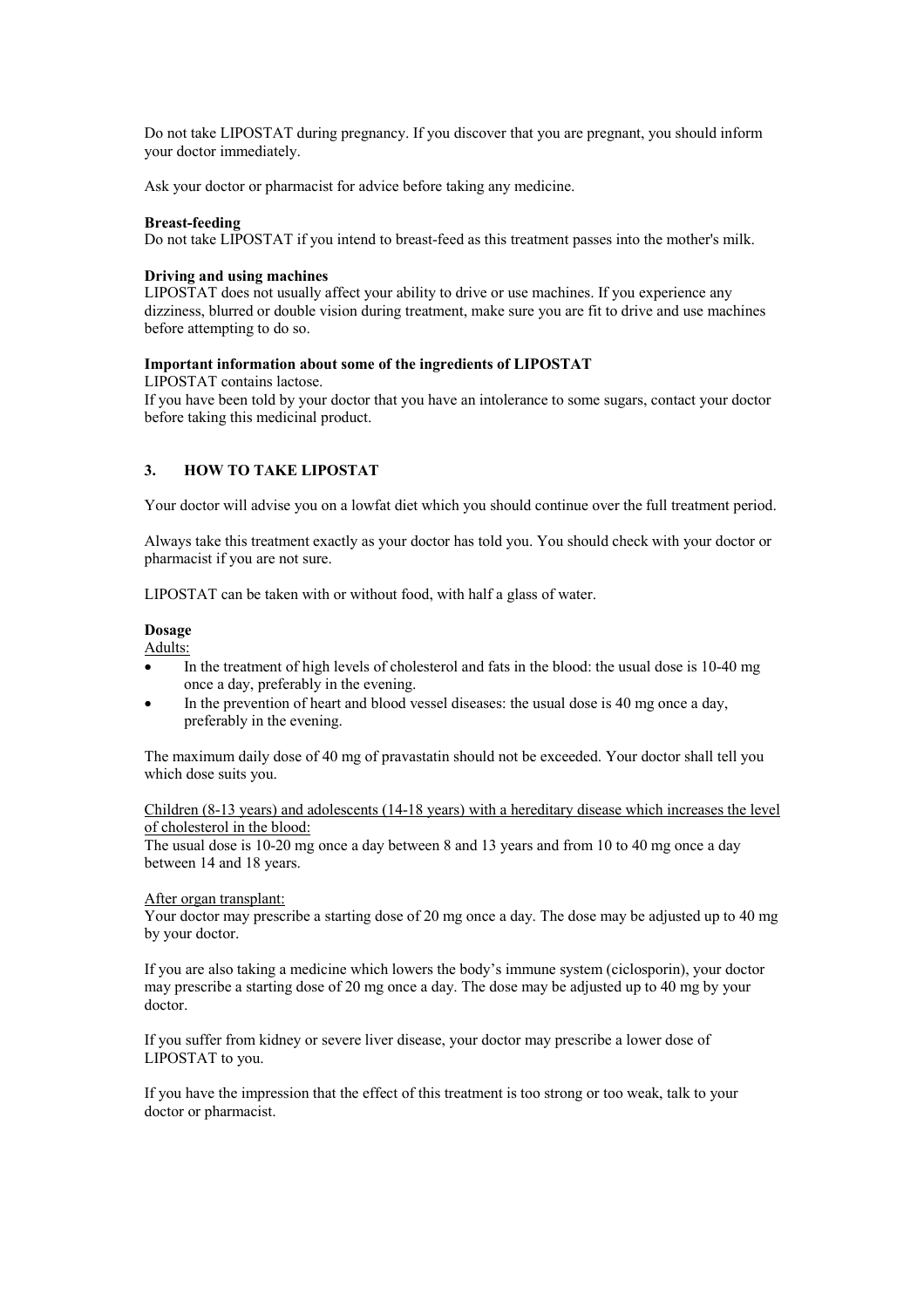Do not take LIPOSTAT during pregnancy. If you discover that you are pregnant, you should inform your doctor immediately.

Ask your doctor or pharmacist for advice before taking any medicine.

**Breast-feeding**

Do not take LIPOSTAT if you intend to breast-feed as this treatment passes into the mother's milk.

**Driving and using machines**

LIPOSTAT does not usually affect your ability to drive or use machines. If you experience any dizziness, blurred or double vision during treatment, make sure you are fit to drive and use machines before attempting to do so.

**Important information about some of the ingredients of LIPOSTAT**

LIPOSTAT contains lactose.

If you have been told by your doctor that you have an intolerance to some sugars, contact your doctor before taking this medicinal product.

## 3. HOW TO TAKE LIPOSTAT

Your doctor will advise you on a lowfat diet which you should continue over the full treatment period.

Always take this treatment exactly as your doctor has told you. You should check with your doctor or pharmacist if you are not sure.

LIPOSTAT can be taken with or without food, with half a glass of water.

**Dosage**

Adults:

- In the treatment of high levels of cholesterol and fats in the blood: the usual dose is 10-40 mg once a day, preferably in the evening.
- In the prevention of heart and blood vessel diseases: the usual dose is 40 mg once a day, preferably in the evening.

The maximum daily dose of 40 mg of pravastatin should not be exceeded. Your doctor shall tell you which dose suits you.

Children (8-13 years) and adolescents (14-18 years) with a hereditary disease which increases the level of cholesterol in the blood:

The usual dose is 10-20 mg once a day between 8 and 13 years and from 10 to 40 mg once a day between 14 and 18 years.

After organ transplant:

Your doctor may prescribe a starting dose of 20 mg once a day. The dose may be adjusted up to 40 mg by your doctor.

If you are also taking a medicine which lowers the body's immune system (ciclosporin), your doctor may prescribe a starting dose of 20 mg once a day. The dose may be adjusted up to 40 mg by your doctor.

If you suffer from kidney or severe liver disease, your doctor may prescribe a lower dose of LIPOSTAT to you.

If you have the impression that the effect of this treatment is too strong or too weak, talk to your doctor or pharmacist.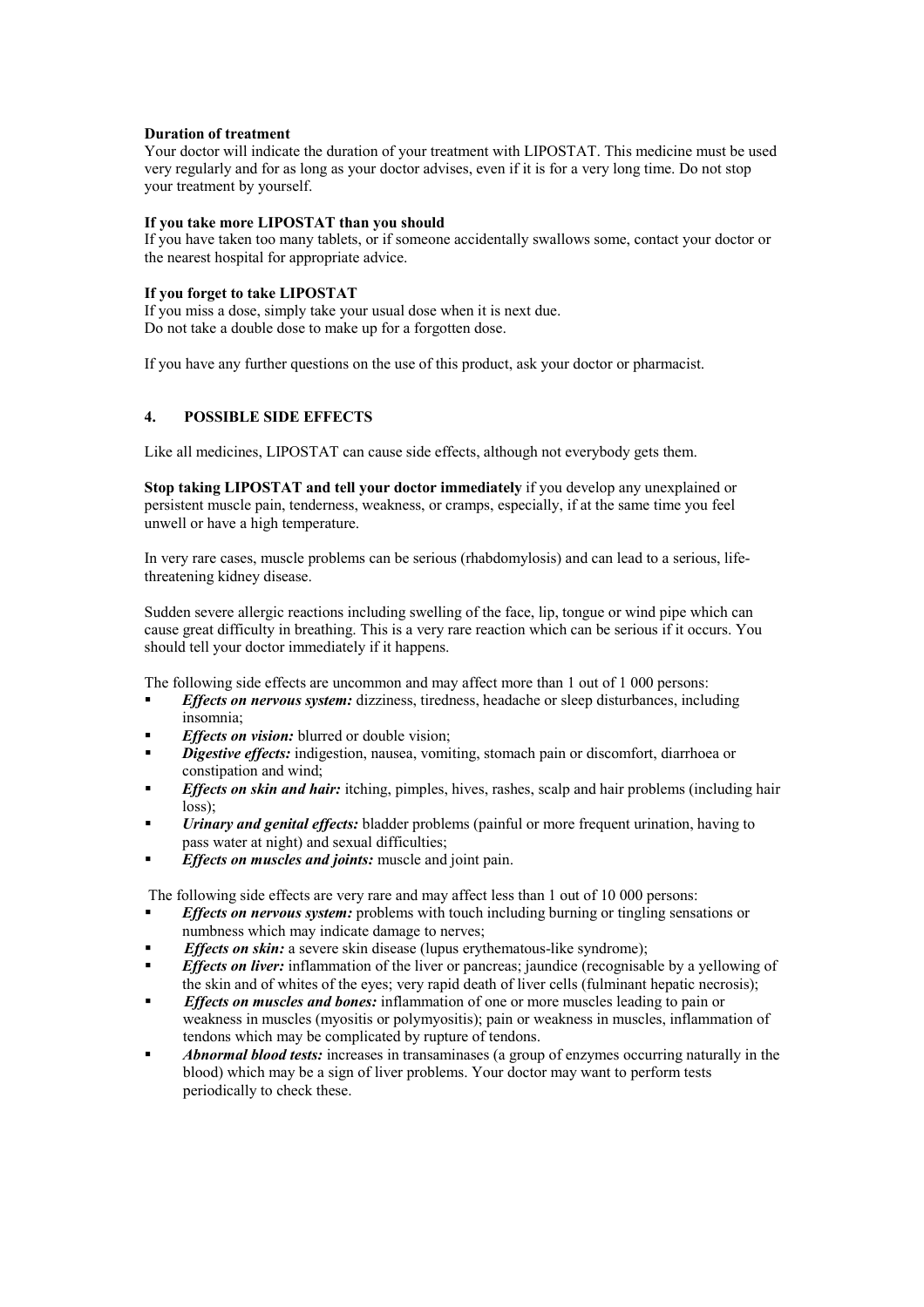**Duration of treatment**

Your doctor will indicate the duration of your treatment with LIPOSTAT. This medicine must be used very regularly and for as long as your doctor advises, even if it is for a very long time. Do not stop your treatment by yourself.

**If you take more LIPOSTAT than you should**

If you have taken too many tablets, or if someone accidentally swallows some, contact your doctor or the nearest hospital for appropriate advice.

**If you forget to take LIPOSTAT**

If you miss a dose, simply take your usual dose when it is next due.
Do not take a double dose to make up for a forgotten dose.

If you have any further questions on the use of this product, ask your doctor or pharmacist.

## 4. POSSIBLE SIDE EFFECTS

Like all medicines, LIPOSTAT can cause side effects, although not everybody gets them.

**Stop taking LIPOSTAT and tell your doctor immediately** if you develop any unexplained or persistent muscle pain, tenderness, weakness, or cramps, especially, if at the same time you feel unwell or have a high temperature.

In very rare cases, muscle problems can be serious (rhabdomylosis) and can lead to a serious, life-threatening kidney disease.

Sudden severe allergic reactions including swelling of the face, lip, tongue or wind pipe which can cause great difficulty in breathing. This is a very rare reaction which can be serious if it occurs. You should tell your doctor immediately if it happens.

The following side effects are uncommon and may affect more than 1 out of 1 000 persons:

- ***Effects on nervous system:*** dizziness, tiredness, headache or sleep disturbances, including insomnia;
- ***Effects on vision:*** blurred or double vision;
- ***Digestive effects:*** indigestion, nausea, vomiting, stomach pain or discomfort, diarrhoea or constipation and wind;
- ***Effects on skin and hair:*** itching, pimples, hives, rashes, scalp and hair problems (including hair loss);
- ***Urinary and genital effects:*** bladder problems (painful or more frequent urination, having to pass water at night) and sexual difficulties;
- ***Effects on muscles and joints:*** muscle and joint pain.

The following side effects are very rare and may affect less than 1 out of 10 000 persons:

- ***Effects on nervous system:*** problems with touch including burning or tingling sensations or numbness which may indicate damage to nerves;
- ***Effects on skin:*** a severe skin disease (lupus erythematous-like syndrome);
- ***Effects on liver:*** inflammation of the liver or pancreas; jaundice (recognisable by a yellowing of the skin and of whites of the eyes; very rapid death of liver cells (fulminant hepatic necrosis);
- ***Effects on muscles and bones:*** inflammation of one or more muscles leading to pain or weakness in muscles (myositis or polymyositis); pain or weakness in muscles, inflammation of tendons which may be complicated by rupture of tendons.
- ***Abnormal blood tests:*** increases in transaminases (a group of enzymes occurring naturally in the blood) which may be a sign of liver problems. Your doctor may want to perform tests periodically to check these.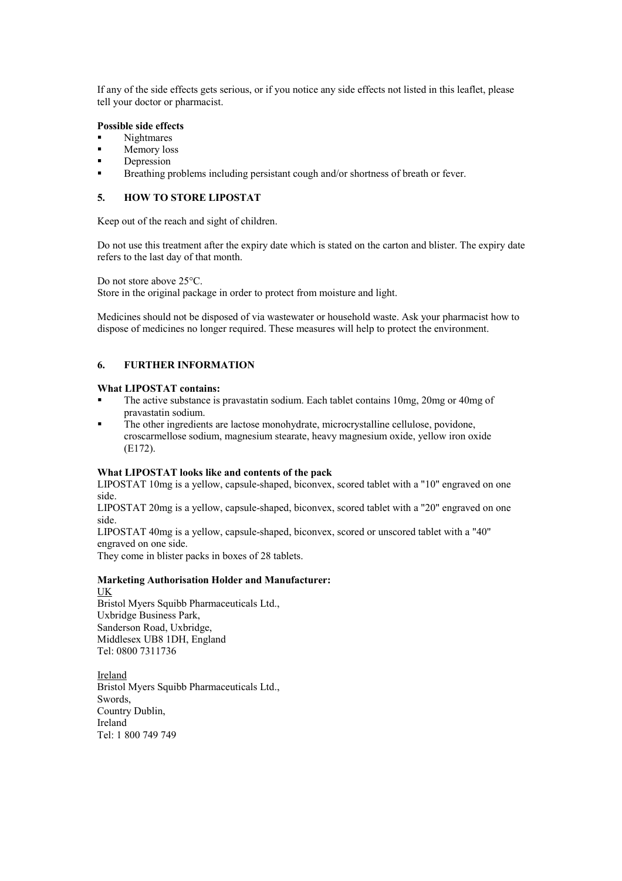If any of the side effects gets serious, or if you notice any side effects not listed in this leaflet, please tell your doctor or pharmacist.

**Possible side effects**

- Nightmares
- Memory loss
- Depression
- Breathing problems including persistant cough and/or shortness of breath or fever.

## 5. HOW TO STORE LIPOSTAT

Keep out of the reach and sight of children.

Do not use this treatment after the expiry date which is stated on the carton and blister. The expiry date refers to the last day of that month.

Do not store above 25°C.
Store in the original package in order to protect from moisture and light.

Medicines should not be disposed of via wastewater or household waste. Ask your pharmacist how to dispose of medicines no longer required. These measures will help to protect the environment.

## 6. FURTHER INFORMATION

**What LIPOSTAT contains:**

- The active substance is pravastatin sodium. Each tablet contains 10mg, 20mg or 40mg of pravastatin sodium.
- The other ingredients are lactose monohydrate, microcrystalline cellulose, povidone, croscarmellose sodium, magnesium stearate, heavy magnesium oxide, yellow iron oxide (E172).

**What LIPOSTAT looks like and contents of the pack**

LIPOSTAT 10mg is a yellow, capsule-shaped, biconvex, scored tablet with a "10" engraved on one side.
LIPOSTAT 20mg is a yellow, capsule-shaped, biconvex, scored tablet with a "20" engraved on one side.
LIPOSTAT 40mg is a yellow, capsule-shaped, biconvex, scored or unscored tablet with a "40" engraved on one side.
They come in blister packs in boxes of 28 tablets.

**Marketing Authorisation Holder and Manufacturer:**

UK
Bristol Myers Squibb Pharmaceuticals Ltd.,
Uxbridge Business Park,
Sanderson Road, Uxbridge,
Middlesex UB8 1DH, England
Tel: 0800 7311736

Ireland
Bristol Myers Squibb Pharmaceuticals Ltd.,
Swords,
Country Dublin,
Ireland
Tel: 1 800 749 749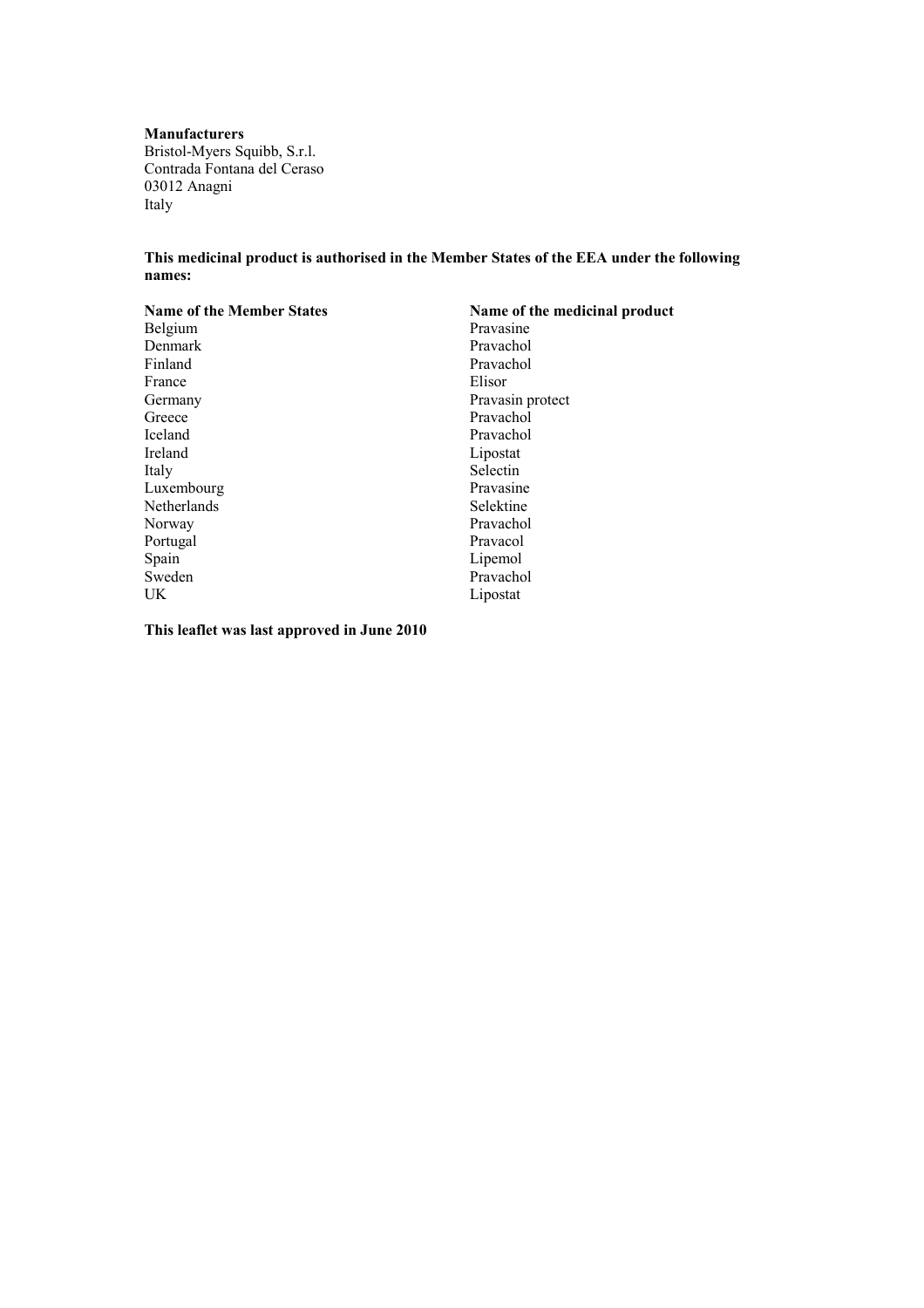**Manufacturers**
Bristol-Myers Squibb, S.r.l.
Contrada Fontana del Ceraso
03012 Anagni
Italy

**This medicinal product is authorised in the Member States of the EEA under the following names:**

| Name of the Member States | Name of the medicinal product |
|---|---|
| Belgium | Pravasine |
| Denmark | Pravachol |
| Finland | Pravachol |
| France | Elisor |
| Germany | Pravasin protect |
| Greece | Pravachol |
| Iceland | Pravachol |
| Ireland | Lipostat |
| Italy | Selectin |
| Luxembourg | Pravasine |
| Netherlands | Selektine |
| Norway | Pravachol |
| Portugal | Pravacol |
| Spain | Lipemol |
| Sweden | Pravachol |
| UK | Lipostat |

**This leaflet was last approved in June 2010**